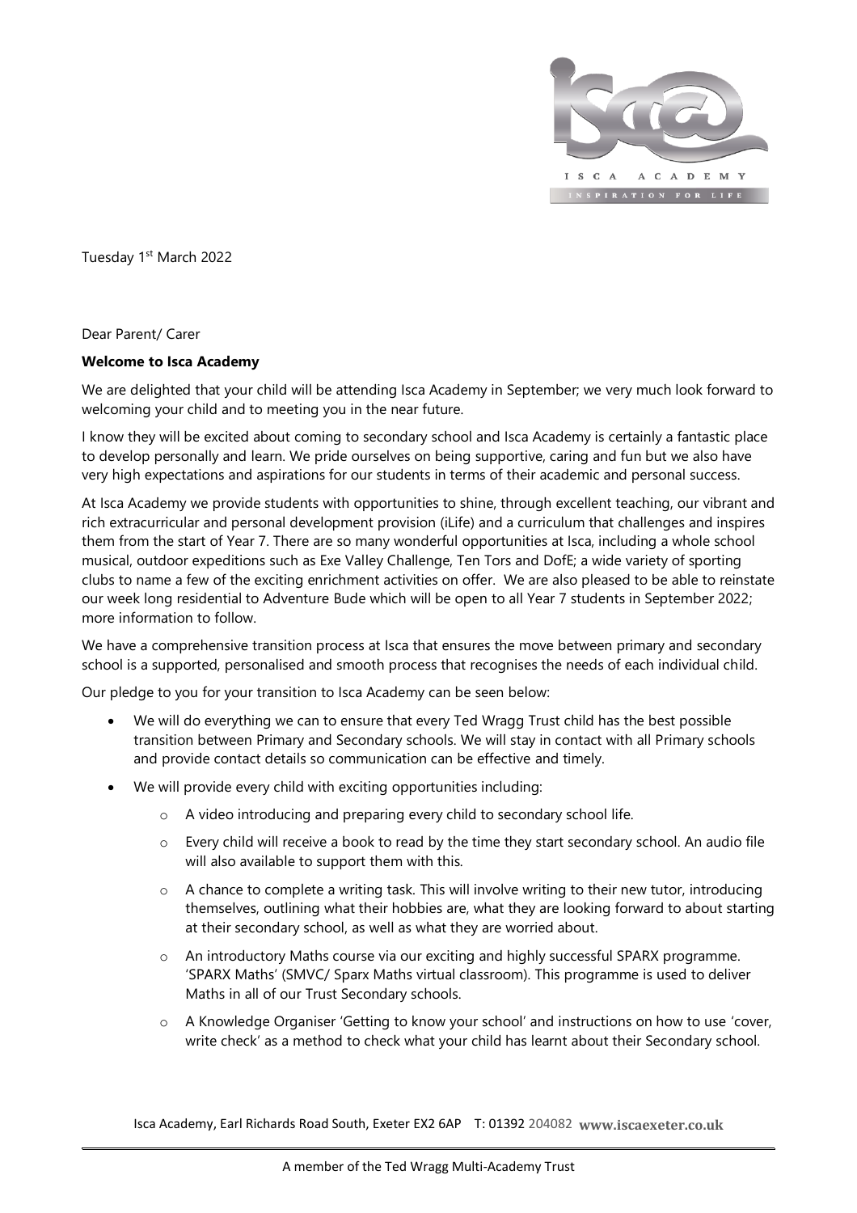Tuesday 1st March 2022

Dear Parent/ Carer

**Welcome to Isca Academy**

We are delighted that your child will be attending Isca Academy in September; we very much look forward to welcoming your child and to meeting you in the near future.

I know they will be excited about coming to secondary school and Isca Academy is certainly a fantastic place to develop personally and learn. We pride ourselves on being supportive, caring and fun but we also have very high expectations and aspirations for our students in terms of their academic and personal success.

At Isca Academy we provide students with opportunities to shine, through excellent teaching, our vibrant and rich extracurricular and personal development provision (iLife) and a curriculum that challenges and inspires them from the start of Year 7. There are so many wonderful opportunities at Isca, including a whole school musical, outdoor expeditions such as Exe Valley Challenge, Ten Tors and DofE; a wide variety of sporting clubs to name a few of the exciting enrichment activities on offer. We are also pleased to be able to reinstate our week long residential to Adventure Bude which will be open to all Year 7 students in September 2022; more information to follow.

We have a comprehensive transition process at Isca that ensures the move between primary and secondary school is a supported, personalised and smooth process that recognises the needs of each individual child.

Our pledge to you for your transition to Isca Academy can be seen below:

- We will do everything we can to ensure that every Ted Wragg Trust child has the best possible transition between Primary and Secondary schools. We will stay in contact with all Primary schools and provide contact details so communication can be effective and timely.
- We will provide every child with exciting opportunities including:
  - A video introducing and preparing every child to secondary school life.
  - Every child will receive a book to read by the time they start secondary school. An audio file will also available to support them with this.
  - A chance to complete a writing task. This will involve writing to their new tutor, introducing themselves, outlining what their hobbies are, what they are looking forward to about starting at their secondary school, as well as what they are worried about.
  - An introductory Maths course via our exciting and highly successful SPARX programme. 'SPARX Maths' (SMVC/ Sparx Maths virtual classroom). This programme is used to deliver Maths in all of our Trust Secondary schools.
  - A Knowledge Organiser 'Getting to know your school' and instructions on how to use 'cover, write check' as a method to check what your child has learnt about their Secondary school.

Isca Academy, Earl Richards Road South, Exeter EX2 6AP T: 01392 204082 **www.iscaexeter.co.uk**

A member of the Ted Wragg Multi-Academy Trust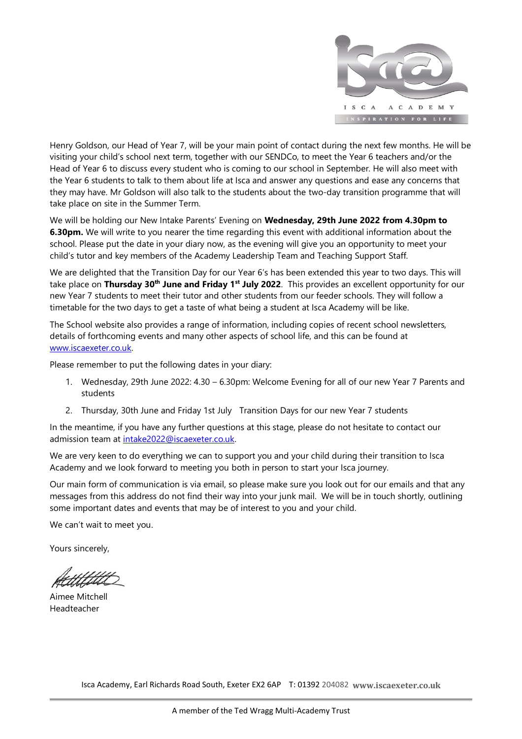Henry Goldson, our Head of Year 7, will be your main point of contact during the next few months. He will be visiting your child's school next term, together with our SENDCo, to meet the Year 6 teachers and/or the Head of Year 6 to discuss every student who is coming to our school in September. He will also meet with the Year 6 students to talk to them about life at Isca and answer any questions and ease any concerns that they may have. Mr Goldson will also talk to the students about the two-day transition programme that will take place on site in the Summer Term.

We will be holding our New Intake Parents' Evening on **Wednesday, 29th June 2022 from 4.30pm to 6.30pm.** We will write to you nearer the time regarding this event with additional information about the school. Please put the date in your diary now, as the evening will give you an opportunity to meet your child's tutor and key members of the Academy Leadership Team and Teaching Support Staff.

We are delighted that the Transition Day for our Year 6's has been extended this year to two days. This will take place on **Thursday 30th June and Friday 1st July 2022**. This provides an excellent opportunity for our new Year 7 students to meet their tutor and other students from our feeder schools. They will follow a timetable for the two days to get a taste of what being a student at Isca Academy will be like.

The School website also provides a range of information, including copies of recent school newsletters, details of forthcoming events and many other aspects of school life, and this can be found at www.iscaexeter.co.uk.

Please remember to put the following dates in your diary:

1. Wednesday, 29th June 2022: 4.30 – 6.30pm: Welcome Evening for all of our new Year 7 Parents and students
2. Thursday, 30th June and Friday 1st July   Transition Days for our new Year 7 students

In the meantime, if you have any further questions at this stage, please do not hesitate to contact our admission team at intake2022@iscaexeter.co.uk.

We are very keen to do everything we can to support you and your child during their transition to Isca Academy and we look forward to meeting you both in person to start your Isca journey.

Our main form of communication is via email, so please make sure you look out for our emails and that any messages from this address do not find their way into your junk mail. We will be in touch shortly, outlining some important dates and events that may be of interest to you and your child.

We can't wait to meet you.

Yours sincerely,

Aimee Mitchell
Headteacher

Isca Academy, Earl Richards Road South, Exeter EX2 6AP   T: 01392 204082 www.iscaexeter.co.uk

A member of the Ted Wragg Multi-Academy Trust